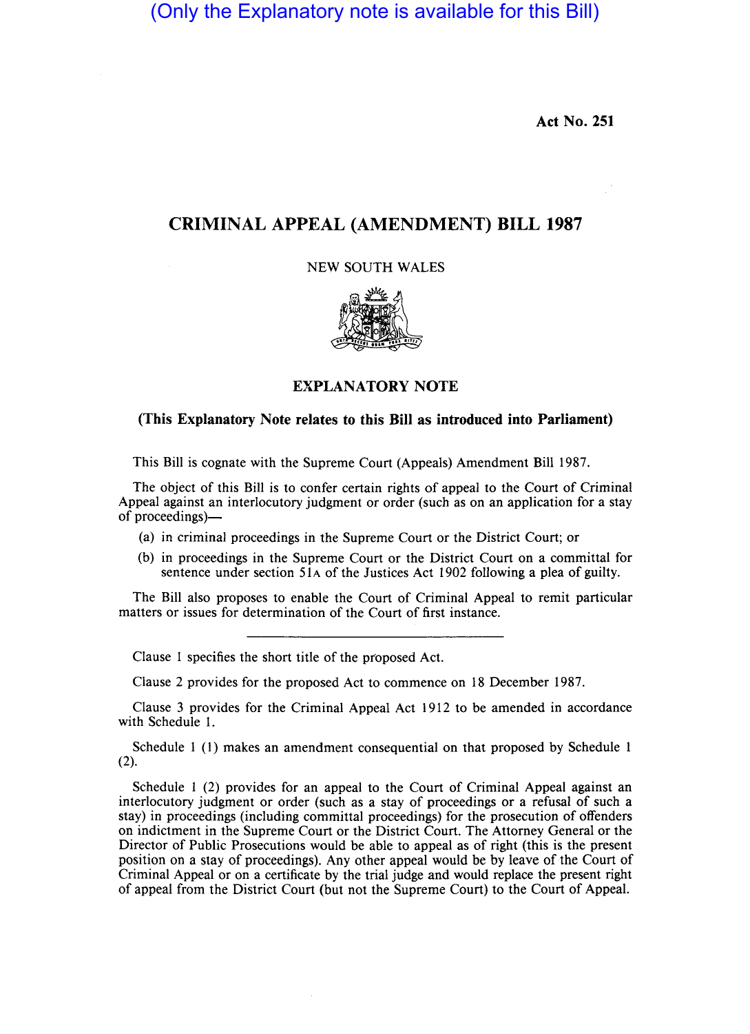(Only the Explanatory note is available for this Bill)

Act No. 251

# CRIMINAL APPEAL (AMENDMENT) BILL 1987

NEW SOUTH WALES

## EXPLANATORY NOTE

**(This Explanatory Note relates to this Bill as introduced into Parliament)**

This Bill is cognate with the Supreme Court (Appeals) Amendment Bill 1987.

The object of this Bill is to confer certain rights of appeal to the Court of Criminal Appeal against an interlocutory judgment or order (such as on an application for a stay of proceedings)—

(a) in criminal proceedings in the Supreme Court or the District Court; or

(b) in proceedings in the Supreme Court or the District Court on a committal for sentence under section 51A of the Justices Act 1902 following a plea of guilty.

The Bill also proposes to enable the Court of Criminal Appeal to remit particular matters or issues for determination of the Court of first instance.

---

Clause 1 specifies the short title of the proposed Act.

Clause 2 provides for the proposed Act to commence on 18 December 1987.

Clause 3 provides for the Criminal Appeal Act 1912 to be amended in accordance with Schedule 1.

Schedule 1 (1) makes an amendment consequential on that proposed by Schedule 1 (2).

Schedule 1 (2) provides for an appeal to the Court of Criminal Appeal against an interlocutory judgment or order (such as a stay of proceedings or a refusal of such a stay) in proceedings (including committal proceedings) for the prosecution of offenders on indictment in the Supreme Court or the District Court. The Attorney General or the Director of Public Prosecutions would be able to appeal as of right (this is the present position on a stay of proceedings). Any other appeal would be by leave of the Court of Criminal Appeal or on a certificate by the trial judge and would replace the present right of appeal from the District Court (but not the Supreme Court) to the Court of Appeal.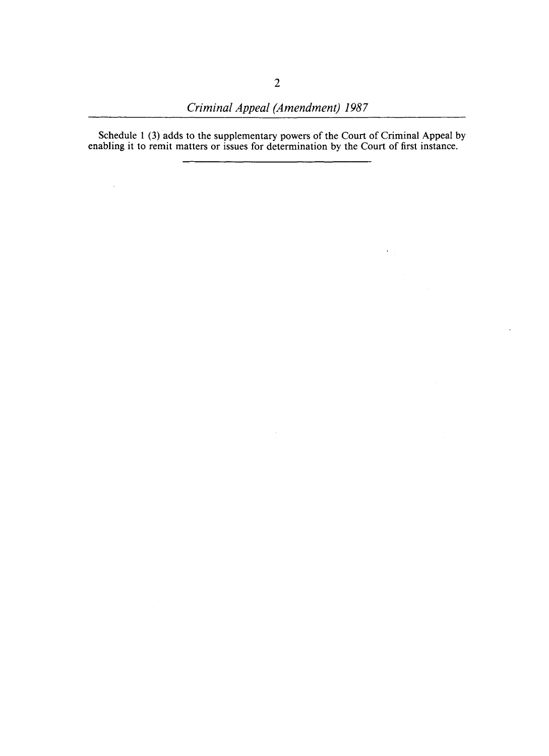Schedule 1 (3) adds to the supplementary powers of the Court of Criminal Appeal by enabling it to remit matters or issues for determination by the Court of first instance.